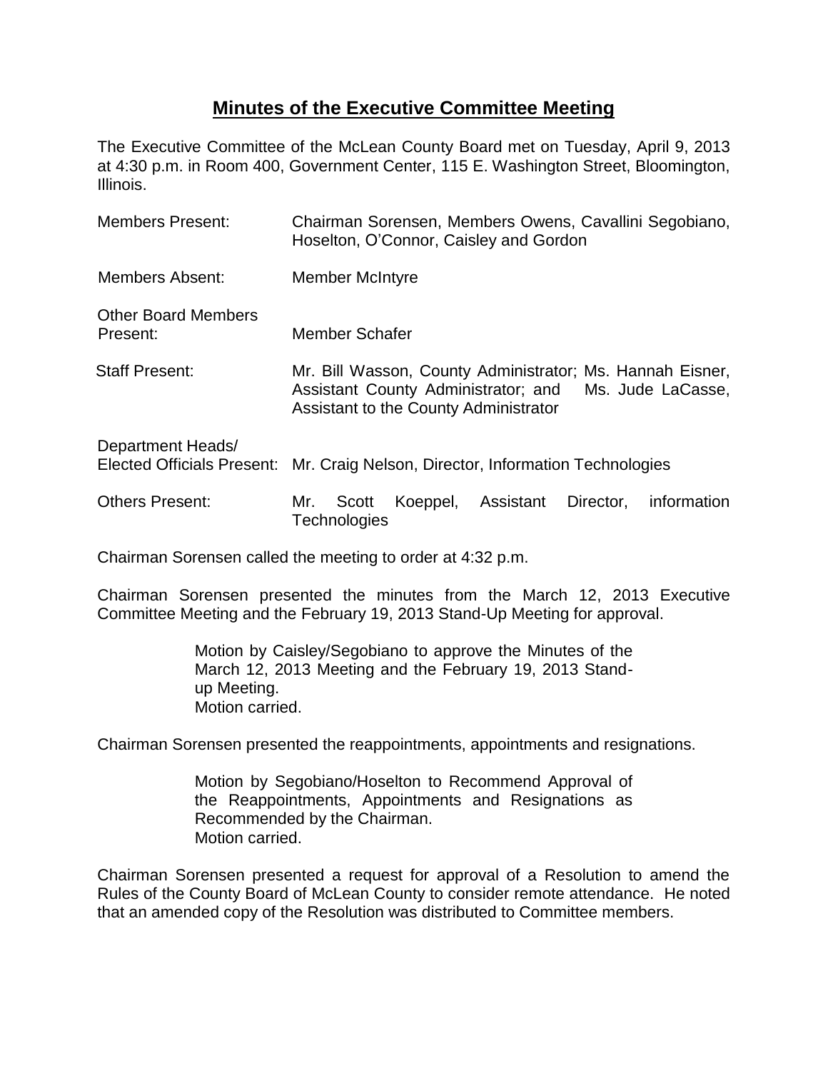# Minutes of the Executive Committee Meeting

The Executive Committee of the McLean County Board met on Tuesday, April 9, 2013 at 4:30 p.m. in Room 400, Government Center, 115 E. Washington Street, Bloomington, Illinois.

| | |
|---|---|
| Members Present: | Chairman Sorensen, Members Owens, Cavallini Segobiano, Hoselton, O'Connor, Caisley and Gordon |
| Members Absent: | Member McIntyre |
| Other Board Members Present: | Member Schafer |
| Staff Present: | Mr. Bill Wasson, County Administrator; Ms. Hannah Eisner, Assistant County Administrator; and Ms. Jude LaCasse, Assistant to the County Administrator |
| Department Heads/ Elected Officials Present: | Mr. Craig Nelson, Director, Information Technologies |
| Others Present: | Mr. Scott Koeppel, Assistant Director, information Technologies |

Chairman Sorensen called the meeting to order at 4:32 p.m.

Chairman Sorensen presented the minutes from the March 12, 2013 Executive Committee Meeting and the February 19, 2013 Stand-Up Meeting for approval.

> Motion by Caisley/Segobiano to approve the Minutes of the March 12, 2013 Meeting and the February 19, 2013 Stand-up Meeting.
> Motion carried.

Chairman Sorensen presented the reappointments, appointments and resignations.

> Motion by Segobiano/Hoselton to Recommend Approval of the Reappointments, Appointments and Resignations as Recommended by the Chairman.
> Motion carried.

Chairman Sorensen presented a request for approval of a Resolution to amend the Rules of the County Board of McLean County to consider remote attendance. He noted that an amended copy of the Resolution was distributed to Committee members.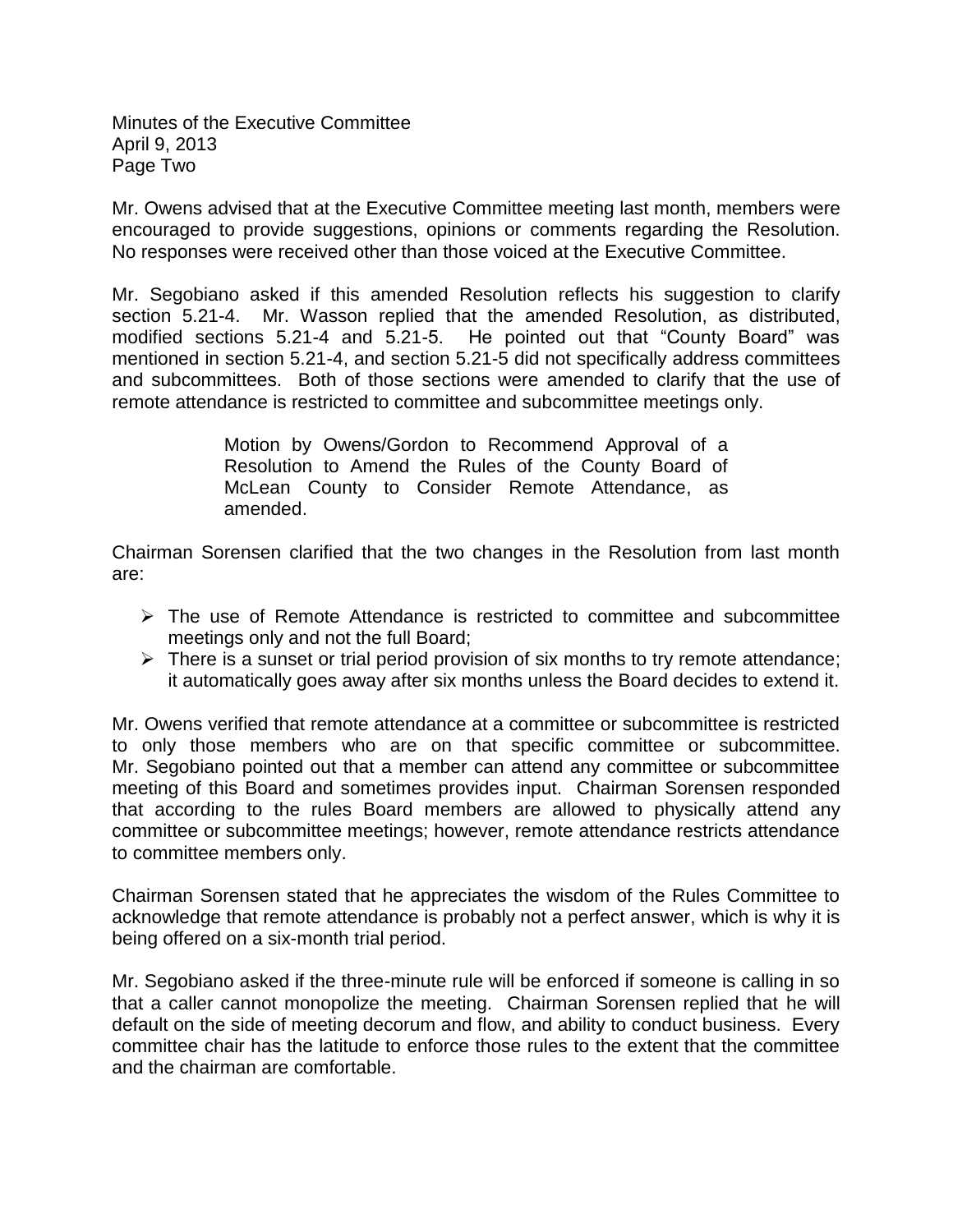Mr. Owens advised that at the Executive Committee meeting last month, members were encouraged to provide suggestions, opinions or comments regarding the Resolution. No responses were received other than those voiced at the Executive Committee.

Mr. Segobiano asked if this amended Resolution reflects his suggestion to clarify section 5.21-4. Mr. Wasson replied that the amended Resolution, as distributed, modified sections 5.21-4 and 5.21-5. He pointed out that "County Board" was mentioned in section 5.21-4, and section 5.21-5 did not specifically address committees and subcommittees. Both of those sections were amended to clarify that the use of remote attendance is restricted to committee and subcommittee meetings only.

> Motion by Owens/Gordon to Recommend Approval of a Resolution to Amend the Rules of the County Board of McLean County to Consider Remote Attendance, as amended.

Chairman Sorensen clarified that the two changes in the Resolution from last month are:

- The use of Remote Attendance is restricted to committee and subcommittee meetings only and not the full Board;
- There is a sunset or trial period provision of six months to try remote attendance; it automatically goes away after six months unless the Board decides to extend it.

Mr. Owens verified that remote attendance at a committee or subcommittee is restricted to only those members who are on that specific committee or subcommittee. Mr. Segobiano pointed out that a member can attend any committee or subcommittee meeting of this Board and sometimes provides input. Chairman Sorensen responded that according to the rules Board members are allowed to physically attend any committee or subcommittee meetings; however, remote attendance restricts attendance to committee members only.

Chairman Sorensen stated that he appreciates the wisdom of the Rules Committee to acknowledge that remote attendance is probably not a perfect answer, which is why it is being offered on a six-month trial period.

Mr. Segobiano asked if the three-minute rule will be enforced if someone is calling in so that a caller cannot monopolize the meeting. Chairman Sorensen replied that he will default on the side of meeting decorum and flow, and ability to conduct business. Every committee chair has the latitude to enforce those rules to the extent that the committee and the chairman are comfortable.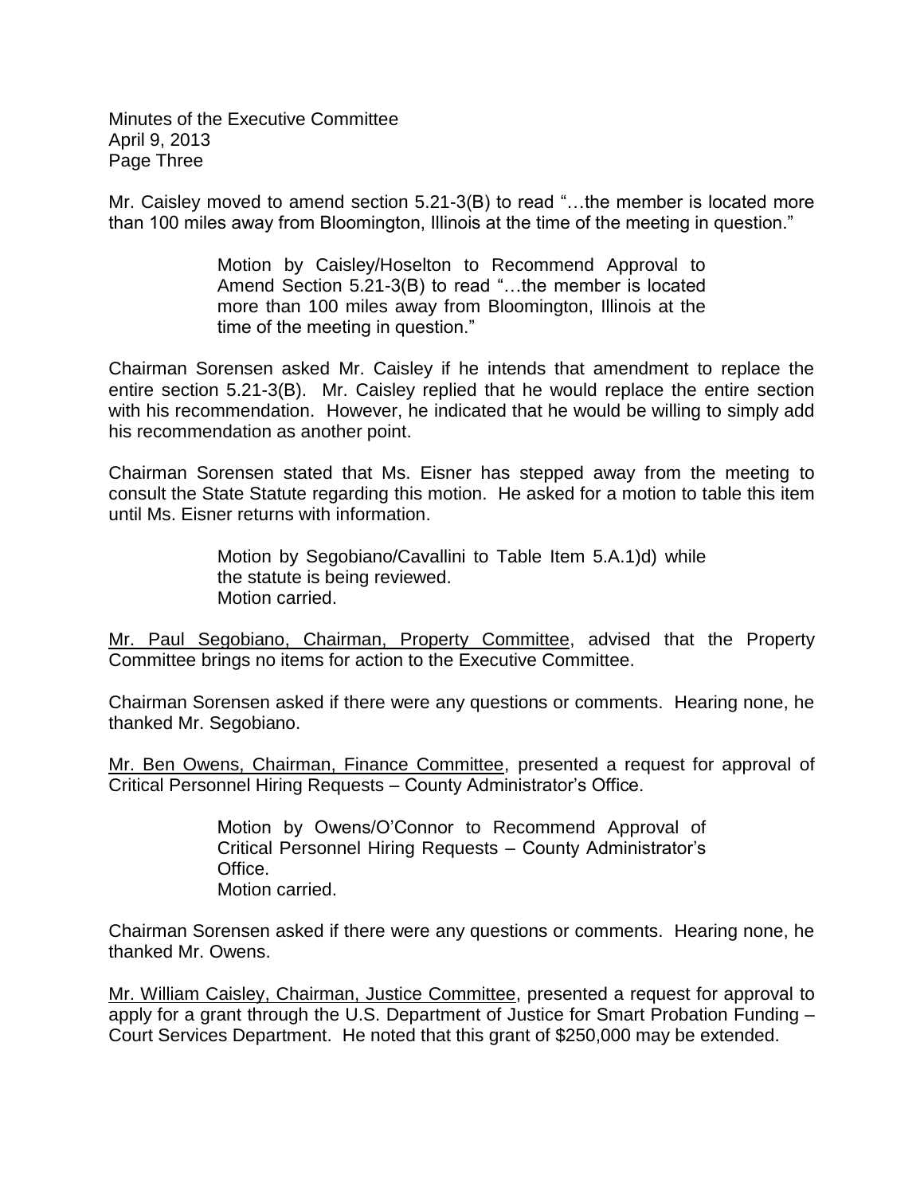Mr. Caisley moved to amend section 5.21-3(B) to read "…the member is located more than 100 miles away from Bloomington, Illinois at the time of the meeting in question."

> Motion by Caisley/Hoselton to Recommend Approval to Amend Section 5.21-3(B) to read "…the member is located more than 100 miles away from Bloomington, Illinois at the time of the meeting in question."

Chairman Sorensen asked Mr. Caisley if he intends that amendment to replace the entire section 5.21-3(B). Mr. Caisley replied that he would replace the entire section with his recommendation. However, he indicated that he would be willing to simply add his recommendation as another point.

Chairman Sorensen stated that Ms. Eisner has stepped away from the meeting to consult the State Statute regarding this motion. He asked for a motion to table this item until Ms. Eisner returns with information.

> Motion by Segobiano/Cavallini to Table Item 5.A.1)d) while the statute is being reviewed.
> Motion carried.

<u>Mr. Paul Segobiano, Chairman, Property Committee</u>, advised that the Property Committee brings no items for action to the Executive Committee.

Chairman Sorensen asked if there were any questions or comments. Hearing none, he thanked Mr. Segobiano.

<u>Mr. Ben Owens, Chairman, Finance Committee</u>, presented a request for approval of Critical Personnel Hiring Requests – County Administrator's Office.

> Motion by Owens/O'Connor to Recommend Approval of Critical Personnel Hiring Requests – County Administrator's Office.
> Motion carried.

Chairman Sorensen asked if there were any questions or comments. Hearing none, he thanked Mr. Owens.

<u>Mr. William Caisley, Chairman, Justice Committee</u>, presented a request for approval to apply for a grant through the U.S. Department of Justice for Smart Probation Funding – Court Services Department. He noted that this grant of $250,000 may be extended.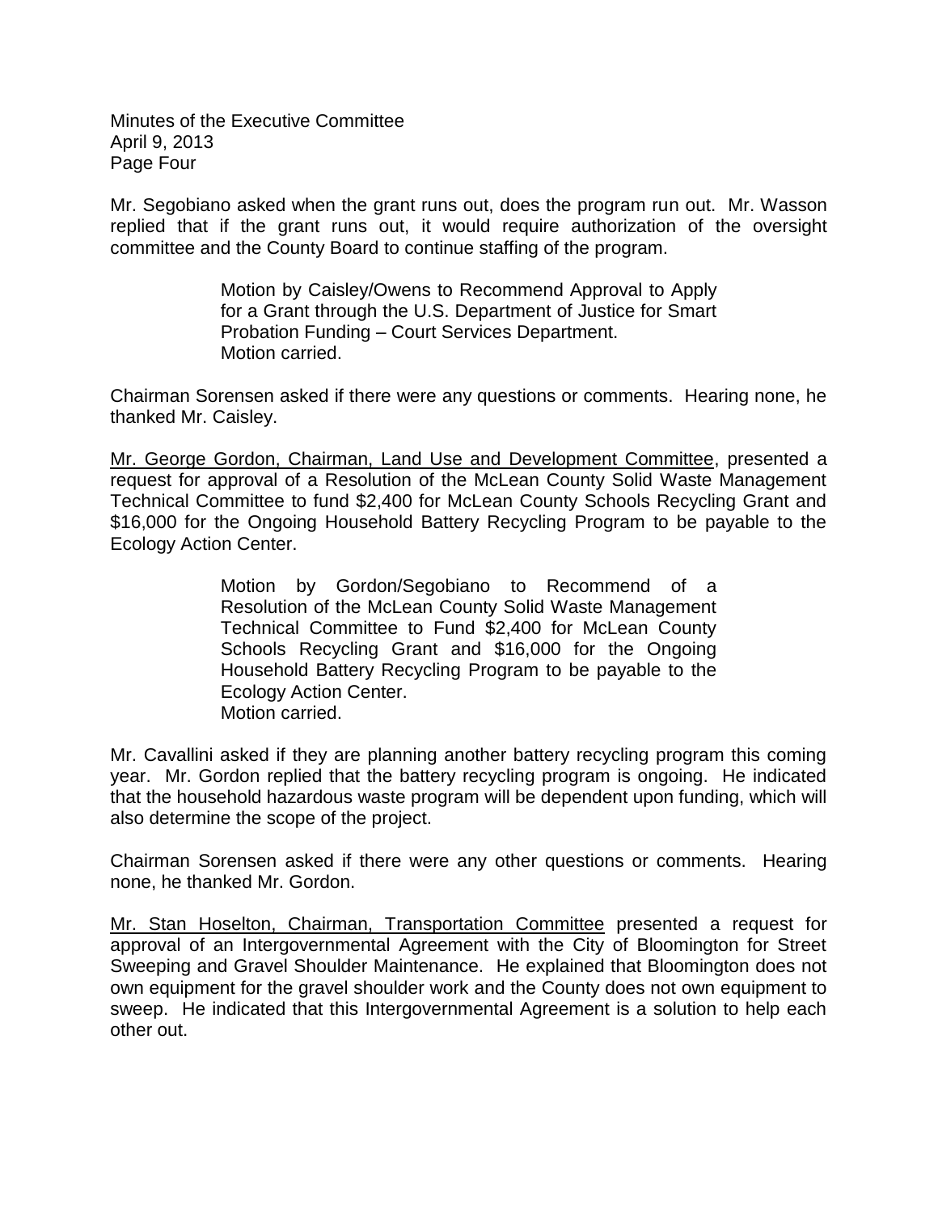Mr. Segobiano asked when the grant runs out, does the program run out. Mr. Wasson replied that if the grant runs out, it would require authorization of the oversight committee and the County Board to continue staffing of the program.

> Motion by Caisley/Owens to Recommend Approval to Apply for a Grant through the U.S. Department of Justice for Smart Probation Funding – Court Services Department.
> Motion carried.

Chairman Sorensen asked if there were any questions or comments. Hearing none, he thanked Mr. Caisley.

Mr. George Gordon, Chairman, Land Use and Development Committee, presented a request for approval of a Resolution of the McLean County Solid Waste Management Technical Committee to fund $2,400 for McLean County Schools Recycling Grant and $16,000 for the Ongoing Household Battery Recycling Program to be payable to the Ecology Action Center.

> Motion by Gordon/Segobiano to Recommend of a Resolution of the McLean County Solid Waste Management Technical Committee to Fund $2,400 for McLean County Schools Recycling Grant and $16,000 for the Ongoing Household Battery Recycling Program to be payable to the Ecology Action Center.
> Motion carried.

Mr. Cavallini asked if they are planning another battery recycling program this coming year. Mr. Gordon replied that the battery recycling program is ongoing. He indicated that the household hazardous waste program will be dependent upon funding, which will also determine the scope of the project.

Chairman Sorensen asked if there were any other questions or comments. Hearing none, he thanked Mr. Gordon.

Mr. Stan Hoselton, Chairman, Transportation Committee presented a request for approval of an Intergovernmental Agreement with the City of Bloomington for Street Sweeping and Gravel Shoulder Maintenance. He explained that Bloomington does not own equipment for the gravel shoulder work and the County does not own equipment to sweep. He indicated that this Intergovernmental Agreement is a solution to help each other out.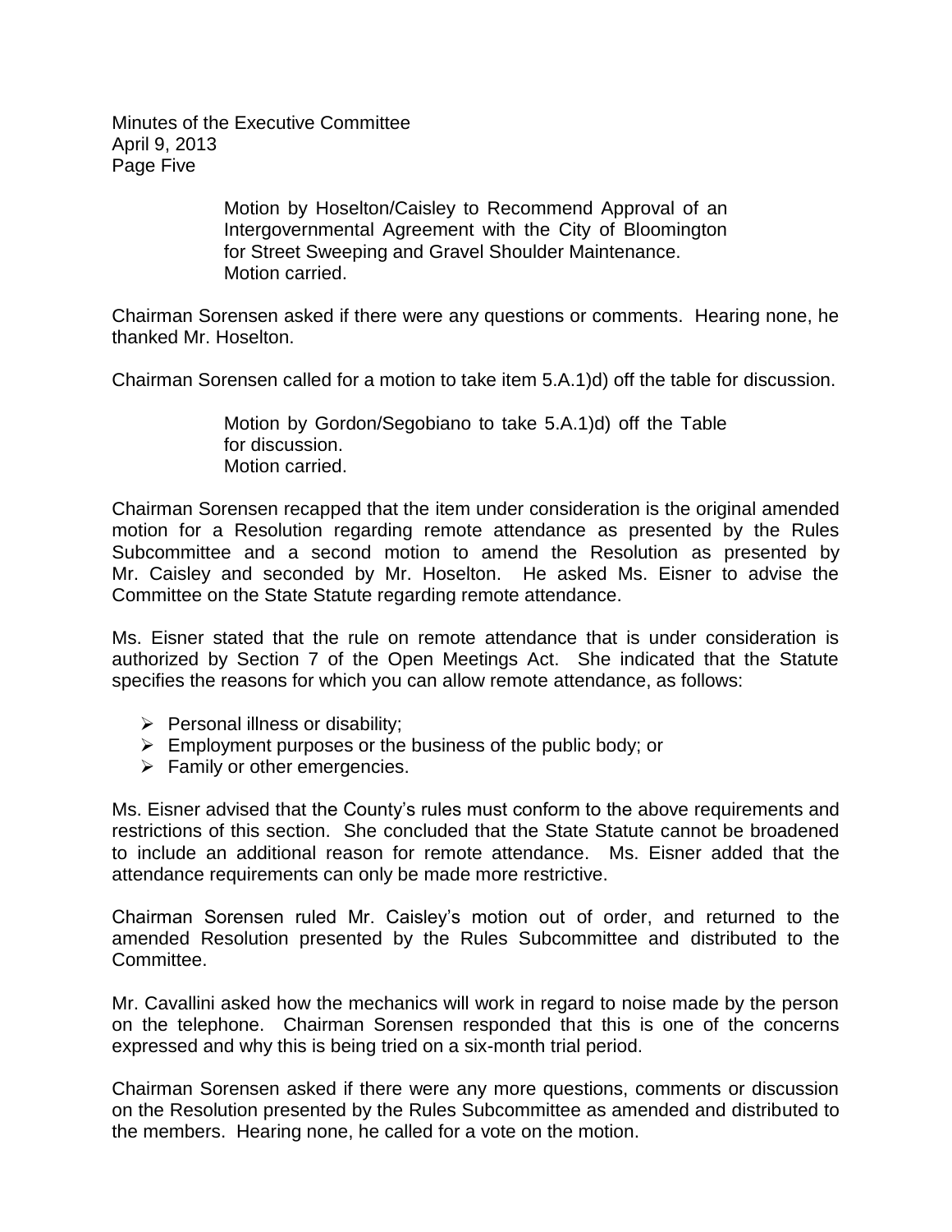Motion by Hoselton/Caisley to Recommend Approval of an Intergovernmental Agreement with the City of Bloomington for Street Sweeping and Gravel Shoulder Maintenance.
Motion carried.

Chairman Sorensen asked if there were any questions or comments. Hearing none, he thanked Mr. Hoselton.

Chairman Sorensen called for a motion to take item 5.A.1)d) off the table for discussion.

> Motion by Gordon/Segobiano to take 5.A.1)d) off the Table for discussion.
> Motion carried.

Chairman Sorensen recapped that the item under consideration is the original amended motion for a Resolution regarding remote attendance as presented by the Rules Subcommittee and a second motion to amend the Resolution as presented by Mr. Caisley and seconded by Mr. Hoselton. He asked Ms. Eisner to advise the Committee on the State Statute regarding remote attendance.

Ms. Eisner stated that the rule on remote attendance that is under consideration is authorized by Section 7 of the Open Meetings Act. She indicated that the Statute specifies the reasons for which you can allow remote attendance, as follows:

- Personal illness or disability;
- Employment purposes or the business of the public body; or
- Family or other emergencies.

Ms. Eisner advised that the County's rules must conform to the above requirements and restrictions of this section. She concluded that the State Statute cannot be broadened to include an additional reason for remote attendance. Ms. Eisner added that the attendance requirements can only be made more restrictive.

Chairman Sorensen ruled Mr. Caisley's motion out of order, and returned to the amended Resolution presented by the Rules Subcommittee and distributed to the Committee.

Mr. Cavallini asked how the mechanics will work in regard to noise made by the person on the telephone. Chairman Sorensen responded that this is one of the concerns expressed and why this is being tried on a six-month trial period.

Chairman Sorensen asked if there were any more questions, comments or discussion on the Resolution presented by the Rules Subcommittee as amended and distributed to the members. Hearing none, he called for a vote on the motion.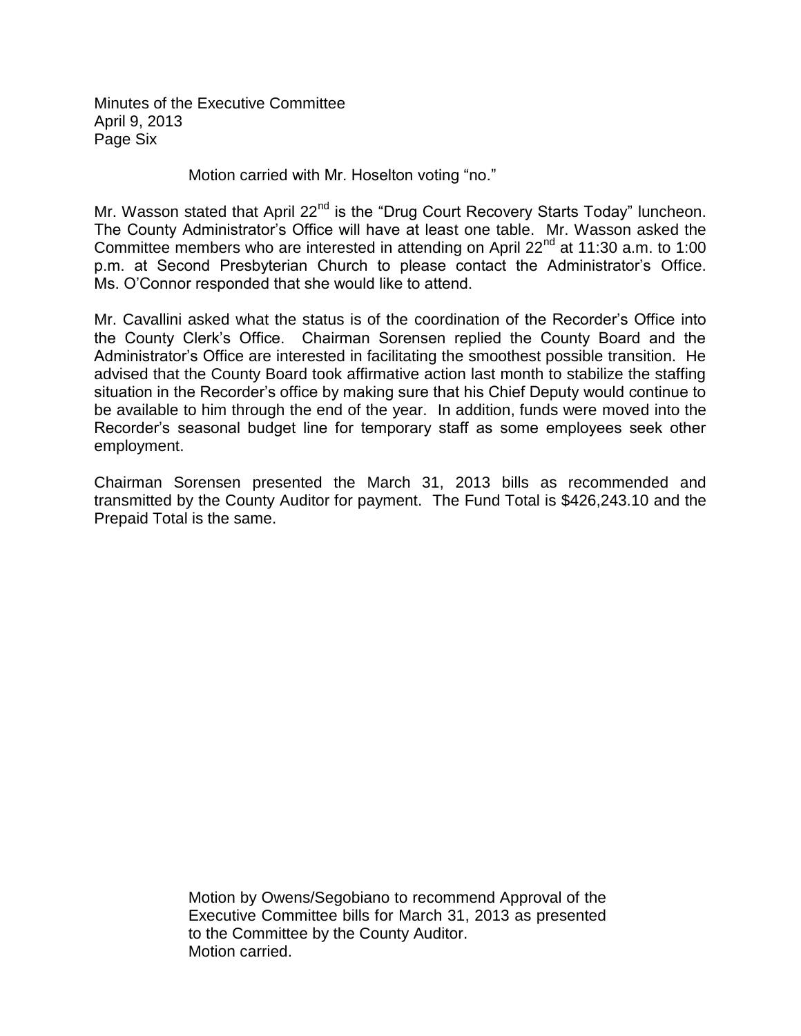Motion carried with Mr. Hoselton voting "no."

Mr. Wasson stated that April 22nd is the "Drug Court Recovery Starts Today" luncheon. The County Administrator's Office will have at least one table. Mr. Wasson asked the Committee members who are interested in attending on April 22nd at 11:30 a.m. to 1:00 p.m. at Second Presbyterian Church to please contact the Administrator's Office. Ms. O'Connor responded that she would like to attend.

Mr. Cavallini asked what the status is of the coordination of the Recorder's Office into the County Clerk's Office. Chairman Sorensen replied the County Board and the Administrator's Office are interested in facilitating the smoothest possible transition. He advised that the County Board took affirmative action last month to stabilize the staffing situation in the Recorder's office by making sure that his Chief Deputy would continue to be available to him through the end of the year. In addition, funds were moved into the Recorder's seasonal budget line for temporary staff as some employees seek other employment.

Chairman Sorensen presented the March 31, 2013 bills as recommended and transmitted by the County Auditor for payment. The Fund Total is $426,243.10 and the Prepaid Total is the same.

Motion by Owens/Segobiano to recommend Approval of the Executive Committee bills for March 31, 2013 as presented to the Committee by the County Auditor.
Motion carried.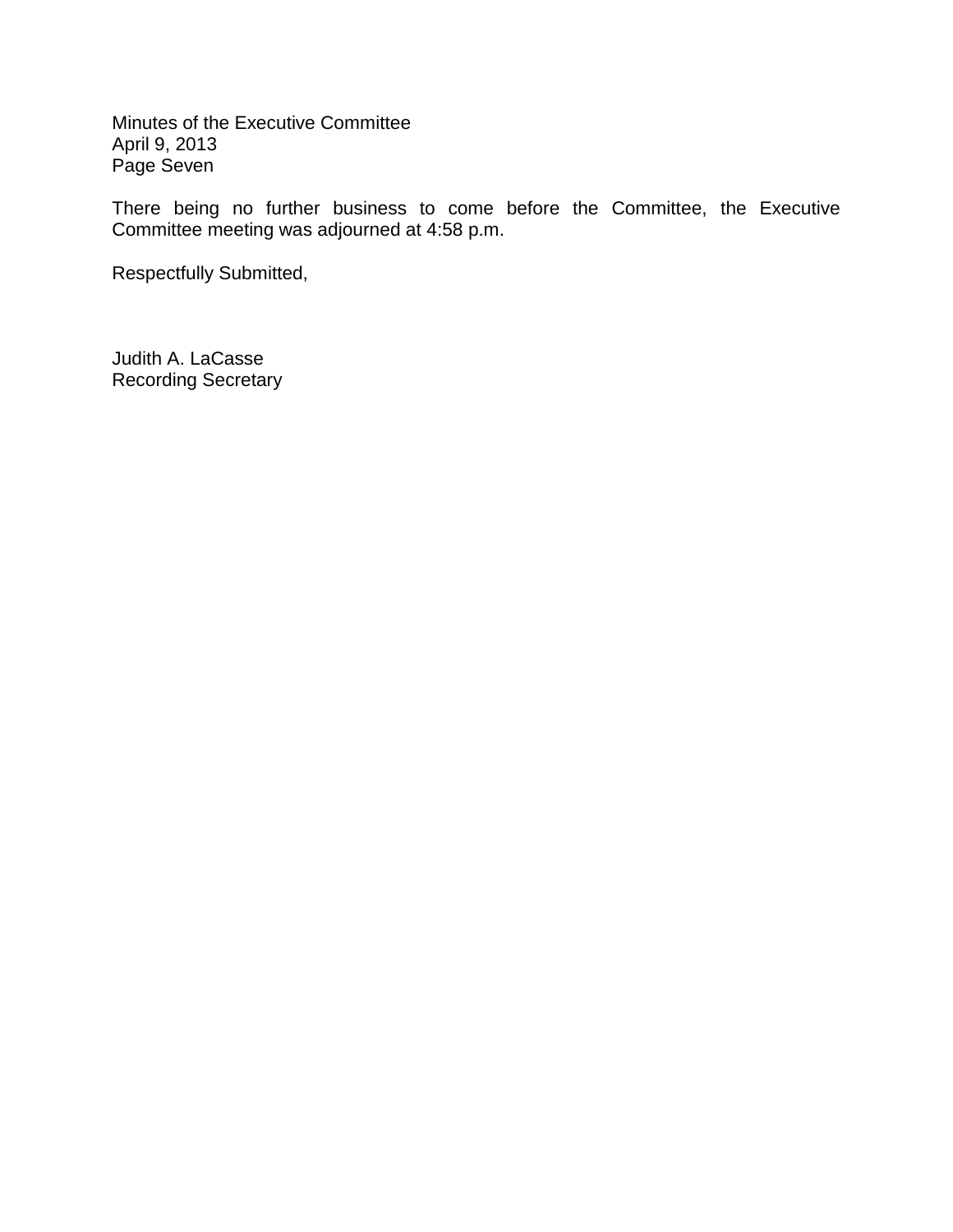There being no further business to come before the Committee, the Executive Committee meeting was adjourned at 4:58 p.m.

Respectfully Submitted,

Judith A. LaCasse
Recording Secretary